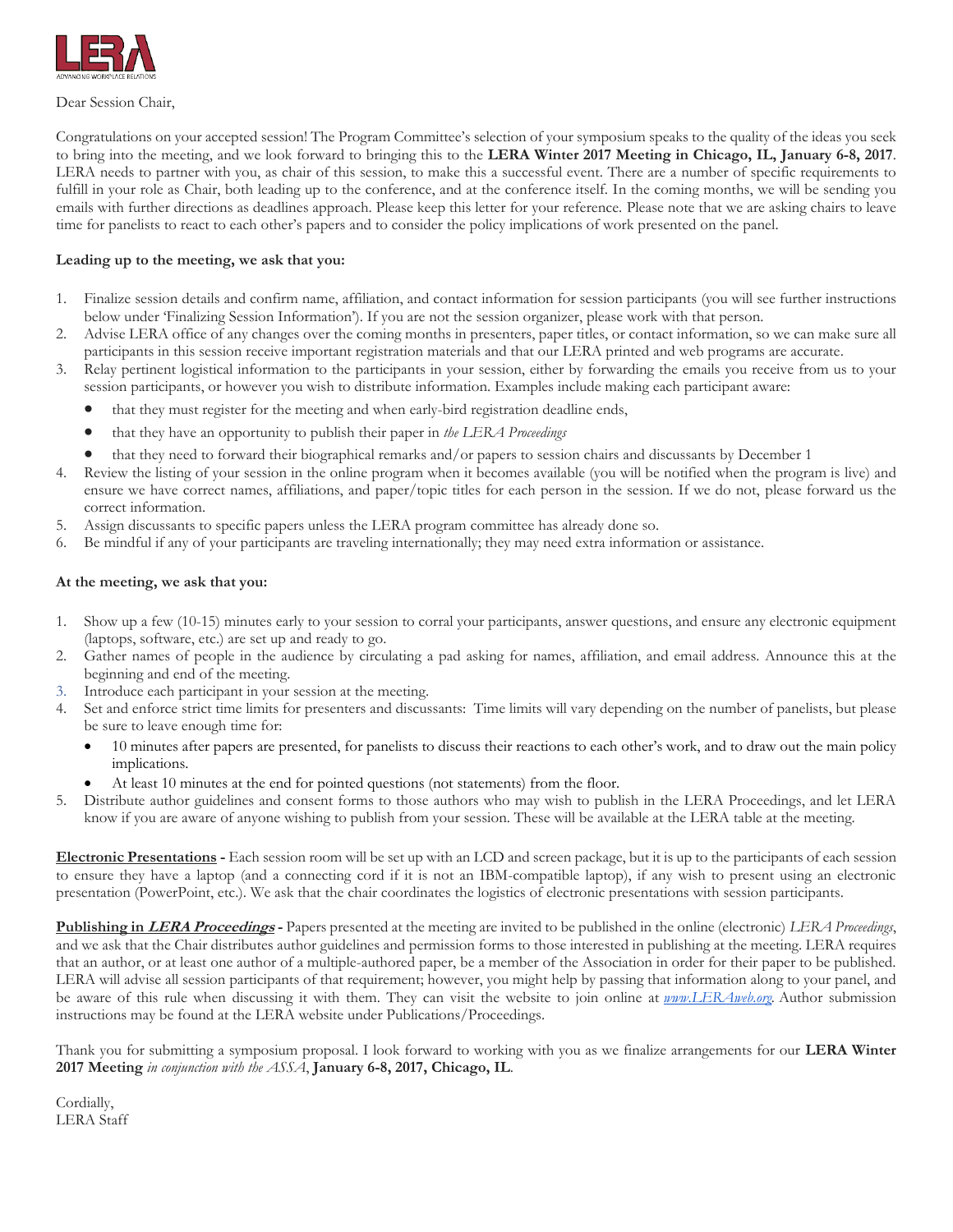Dear Session Chair,

Congratulations on your accepted session! The Program Committee's selection of your symposium speaks to the quality of the ideas you seek to bring into the meeting, and we look forward to bringing this to the **LERA Winter 2017 Meeting in Chicago, IL, January 6-8, 2017**. LERA needs to partner with you, as chair of this session, to make this a successful event. There are a number of specific requirements to fulfill in your role as Chair, both leading up to the conference, and at the conference itself. In the coming months, we will be sending you emails with further directions as deadlines approach. Please keep this letter for your reference. Please note that we are asking chairs to leave time for panelists to react to each other's papers and to consider the policy implications of work presented on the panel.

**Leading up to the meeting, we ask that you:**

1. Finalize session details and confirm name, affiliation, and contact information for session participants (you will see further instructions below under 'Finalizing Session Information'). If you are not the session organizer, please work with that person.
2. Advise LERA office of any changes over the coming months in presenters, paper titles, or contact information, so we can make sure all participants in this session receive important registration materials and that our LERA printed and web programs are accurate.
3. Relay pertinent logistical information to the participants in your session, either by forwarding the emails you receive from us to your session participants, or however you wish to distribute information. Examples include making each participant aware:
   - that they must register for the meeting and when early-bird registration deadline ends,
   - that they have an opportunity to publish their paper in *the LERA Proceedings*
   - that they need to forward their biographical remarks and/or papers to session chairs and discussants by December 1
4. Review the listing of your session in the online program when it becomes available (you will be notified when the program is live) and ensure we have correct names, affiliations, and paper/topic titles for each person in the session. If we do not, please forward us the correct information.
5. Assign discussants to specific papers unless the LERA program committee has already done so.
6. Be mindful if any of your participants are traveling internationally; they may need extra information or assistance.

**At the meeting, we ask that you:**

1. Show up a few (10-15) minutes early to your session to corral your participants, answer questions, and ensure any electronic equipment (laptops, software, etc.) are set up and ready to go.
2. Gather names of people in the audience by circulating a pad asking for names, affiliation, and email address. Announce this at the beginning and end of the meeting.
3. Introduce each participant in your session at the meeting.
4. Set and enforce strict time limits for presenters and discussants: Time limits will vary depending on the number of panelists, but please be sure to leave enough time for:
   - 10 minutes after papers are presented, for panelists to discuss their reactions to each other's work, and to draw out the main policy implications.
   - At least 10 minutes at the end for pointed questions (not statements) from the floor.
5. Distribute author guidelines and consent forms to those authors who may wish to publish in the LERA Proceedings, and let LERA know if you are aware of anyone wishing to publish from your session. These will be available at the LERA table at the meeting.

**Electronic Presentations -** Each session room will be set up with an LCD and screen package, but it is up to the participants of each session to ensure they have a laptop (and a connecting cord if it is not an IBM-compatible laptop), if any wish to present using an electronic presentation (PowerPoint, etc.). We ask that the chair coordinates the logistics of electronic presentations with session participants.

**Publishing in *LERA Proceedings* -** Papers presented at the meeting are invited to be published in the online (electronic) *LERA Proceedings*, and we ask that the Chair distributes author guidelines and permission forms to those interested in publishing at the meeting. LERA requires that an author, or at least one author of a multiple-authored paper, be a member of the Association in order for their paper to be published. LERA will advise all session participants of that requirement; however, you might help by passing that information along to your panel, and be aware of this rule when discussing it with them. They can visit the website to join online at *www.LERAweb.org*. Author submission instructions may be found at the LERA website under Publications/Proceedings.

Thank you for submitting a symposium proposal. I look forward to working with you as we finalize arrangements for our **LERA Winter 2017 Meeting** *in conjunction with the ASSA*, **January 6-8, 2017, Chicago, IL**.

Cordially,
LERA Staff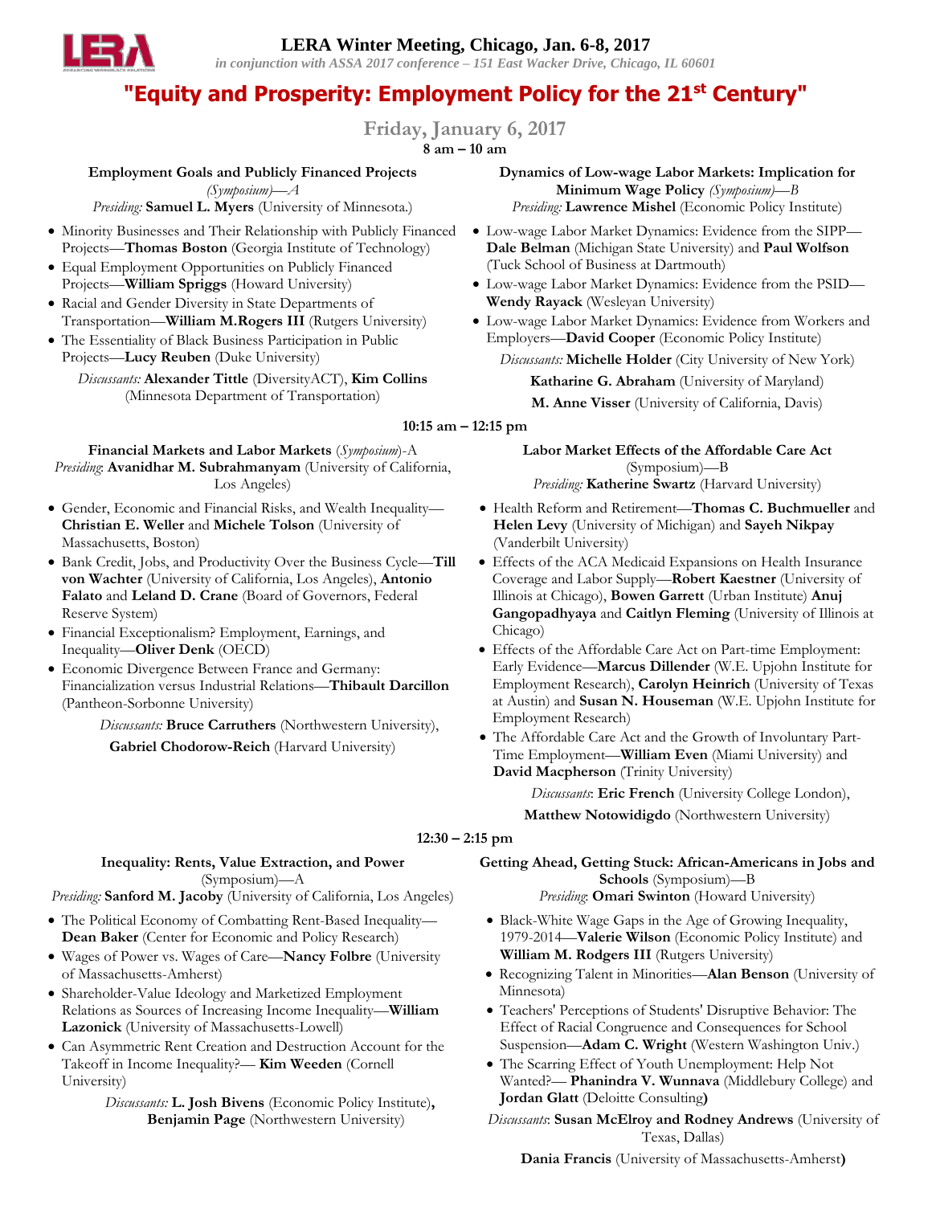# LERA Winter Meeting, Chicago, Jan. 6-8, 2017

*in conjunction with ASSA 2017 conference – 151 East Wacker Drive, Chicago, IL 60601*

## "Equity and Prosperity: Employment Policy for the 21st Century"

## Friday, January 6, 2017

### 8 am – 10 am

**Employment Goals and Publicly Financed Projects** *(Symposium)—A*
*Presiding:* **Samuel L. Myers** (University of Minnesota.)

- Minority Businesses and Their Relationship with Publicly Financed Projects—**Thomas Boston** (Georgia Institute of Technology)
- Equal Employment Opportunities on Publicly Financed Projects—**William Spriggs** (Howard University)
- Racial and Gender Diversity in State Departments of Transportation—**William M.Rogers III** (Rutgers University)
- The Essentiality of Black Business Participation in Public Projects—**Lucy Reuben** (Duke University)

*Discussants:* **Alexander Tittle** (DiversityACT), **Kim Collins** (Minnesota Department of Transportation)

**Dynamics of Low-wage Labor Markets: Implication for Minimum Wage Policy** *(Symposium)—B*
*Presiding:* **Lawrence Mishel** (Economic Policy Institute)

- Low-wage Labor Market Dynamics: Evidence from the SIPP—**Dale Belman** (Michigan State University) and **Paul Wolfson** (Tuck School of Business at Dartmouth)
- Low-wage Labor Market Dynamics: Evidence from the PSID—**Wendy Rayack** (Wesleyan University)
- Low-wage Labor Market Dynamics: Evidence from Workers and Employers—**David Cooper** (Economic Policy Institute)

*Discussants:* **Michelle Holder** (City University of New York)
**Katharine G. Abraham** (University of Maryland)
**M. Anne Visser** (University of California, Davis)

### 10:15 am – 12:15 pm

**Financial Markets and Labor Markets** (*Symposium*)-A
*Presiding*: **Avanidhar M. Subrahmanyam** (University of California, Los Angeles)

- Gender, Economic and Financial Risks, and Wealth Inequality—**Christian E. Weller** and **Michele Tolson** (University of Massachusetts, Boston)
- Bank Credit, Jobs, and Productivity Over the Business Cycle—**Till von Wachter** (University of California, Los Angeles), **Antonio Falato** and **Leland D. Crane** (Board of Governors, Federal Reserve System)
- Financial Exceptionalism? Employment, Earnings, and Inequality—**Oliver Denk** (OECD)
- Economic Divergence Between France and Germany: Financialization versus Industrial Relations—**Thibault Darcillon** (Pantheon-Sorbonne University)

*Discussants:* **Bruce Carruthers** (Northwestern University), **Gabriel Chodorow-Reich** (Harvard University)

**Labor Market Effects of the Affordable Care Act** (Symposium)—B
*Presiding:* **Katherine Swartz** (Harvard University)

- Health Reform and Retirement—**Thomas C. Buchmueller** and **Helen Levy** (University of Michigan) and **Sayeh Nikpay** (Vanderbilt University)
- Effects of the ACA Medicaid Expansions on Health Insurance Coverage and Labor Supply—**Robert Kaestner** (University of Illinois at Chicago), **Bowen Garrett** (Urban Institute) **Anuj Gangopadhyaya** and **Caitlyn Fleming** (University of Illinois at Chicago)
- Effects of the Affordable Care Act on Part-time Employment: Early Evidence—**Marcus Dillender** (W.E. Upjohn Institute for Employment Research), **Carolyn Heinrich** (University of Texas at Austin) and **Susan N. Houseman** (W.E. Upjohn Institute for Employment Research)
- The Affordable Care Act and the Growth of Involuntary Part-Time Employment—**William Even** (Miami University) and **David Macpherson** (Trinity University)

*Discussants*: **Eric French** (University College London), **Matthew Notowidigdo** (Northwestern University)

### 12:30 – 2:15 pm

**Inequality: Rents, Value Extraction, and Power** (Symposium)—A
*Presiding:* **Sanford M. Jacoby** (University of California, Los Angeles)

- The Political Economy of Combatting Rent-Based Inequality—**Dean Baker** (Center for Economic and Policy Research)
- Wages of Power vs. Wages of Care—**Nancy Folbre** (University of Massachusetts-Amherst)
- Shareholder-Value Ideology and Marketized Employment Relations as Sources of Increasing Income Inequality—**William Lazonick** (University of Massachusetts-Lowell)
- Can Asymmetric Rent Creation and Destruction Account for the Takeoff in Income Inequality?— **Kim Weeden** (Cornell University)

*Discussants:* **L. Josh Bivens** (Economic Policy Institute), **Benjamin Page** (Northwestern University)

**Getting Ahead, Getting Stuck: African-Americans in Jobs and Schools** (Symposium)—B
*Presiding*: **Omari Swinton** (Howard University)

- Black-White Wage Gaps in the Age of Growing Inequality, 1979-2014—**Valerie Wilson** (Economic Policy Institute) and **William M. Rodgers III** (Rutgers University)
- Recognizing Talent in Minorities—**Alan Benson** (University of Minnesota)
- Teachers' Perceptions of Students' Disruptive Behavior: The Effect of Racial Congruence and Consequences for School Suspension—**Adam C. Wright** (Western Washington Univ.)
- The Scarring Effect of Youth Unemployment: Help Not Wanted?— **Phanindra V. Wunnava** (Middlebury College) and **Jordan Glatt** (Deloitte Consulting)

*Discussants*: **Susan McElroy and Rodney Andrews** (University of Texas, Dallas)
**Dania Francis** (University of Massachusetts-Amherst)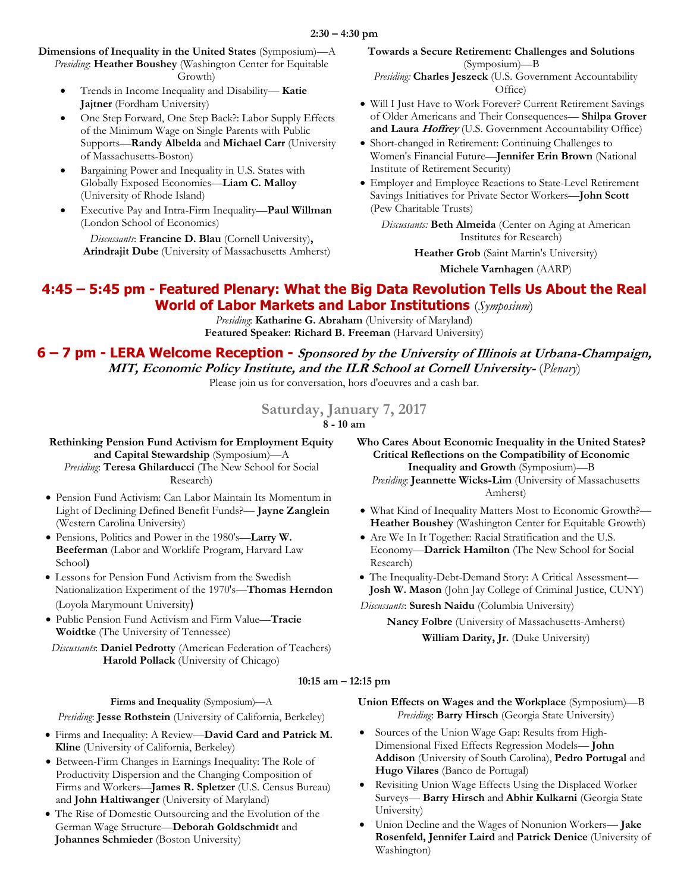**2:30 – 4:30 pm**

**Dimensions of Inequality in the United States** (Symposium)—A
*Presiding*: **Heather Boushey** (Washington Center for Equitable Growth)

- Trends in Income Inequality and Disability— **Katie Jajtner** (Fordham University)
- One Step Forward, One Step Back?: Labor Supply Effects of the Minimum Wage on Single Parents with Public Supports—**Randy Albelda** and **Michael Carr** (University of Massachusetts-Boston)
- Bargaining Power and Inequality in U.S. States with Globally Exposed Economies—**Liam C. Malloy** (University of Rhode Island)
- Executive Pay and Intra-Firm Inequality—**Paul Willman** (London School of Economics)

*Discussants*: **Francine D. Blau** (Cornell University)**,** **Arindrajit Dube** (University of Massachusetts Amherst)

**Towards a Secure Retirement: Challenges and Solutions** (Symposium)—B
*Presiding:* **Charles Jeszeck** (U.S. Government Accountability Office)

- Will I Just Have to Work Forever? Current Retirement Savings of Older Americans and Their Consequences— **Shilpa Grover and Laura *Hoffrey*** (U.S. Government Accountability Office)
- Short-changed in Retirement: Continuing Challenges to Women's Financial Future—**Jennifer Erin Brown** (National Institute of Retirement Security)
- Employer and Employee Reactions to State-Level Retirement Savings Initiatives for Private Sector Workers—**John Scott** (Pew Charitable Trusts)

*Discussants:* **Beth Almeida** (Center on Aging at American Institutes for Research)
**Heather Grob** (Saint Martin's University)
**Michele Varnhagen** (AARP)

## 4:45 – 5:45 pm - Featured Plenary: What the Big Data Revolution Tells Us About the Real World of Labor Markets and Labor Institutions (*Symposium*)

*Presiding*: **Katharine G. Abraham** (University of Maryland)
**Featured Speaker: Richard B. Freeman** (Harvard University)

## 6 – 7 pm - LERA Welcome Reception - *Sponsored by the University of Illinois at Urbana-Champaign, MIT, Economic Policy Institute, and the ILR School at Cornell University-* (*Plenary*)

Please join us for conversation, hors d'oeuvres and a cash bar.

## Saturday, January 7, 2017

**8 - 10 am**

**Rethinking Pension Fund Activism for Employment Equity and Capital Stewardship** (Symposium)—A
*Presiding*: **Teresa Ghilarducci** (The New School for Social Research)

- Pension Fund Activism: Can Labor Maintain Its Momentum in Light of Declining Defined Benefit Funds?— **Jayne Zanglein** (Western Carolina University)
- Pensions, Politics and Power in the 1980's—**Larry W. Beeferman** (Labor and Worklife Program, Harvard Law School**)**
- Lessons for Pension Fund Activism from the Swedish Nationalization Experiment of the 1970's—**Thomas Herndon** (Loyola Marymount University**)**
- Public Pension Fund Activism and Firm Value—**Tracie Woidtke** (The University of Tennessee)

*Discussants*: **Daniel Pedrotty** (American Federation of Teachers)
**Harold Pollack** (University of Chicago)

**Who Cares About Economic Inequality in the United States? Critical Reflections on the Compatibility of Economic Inequality and Growth** (Symposium)—B
*Presiding*: **Jeannette Wicks-Lim** (University of Massachusetts Amherst)

- What Kind of Inequality Matters Most to Economic Growth?—**Heather Boushey** (Washington Center for Equitable Growth)
- Are We In It Together: Racial Stratification and the U.S. Economy—**Darrick Hamilton** (The New School for Social Research)
- The Inequality-Debt-Demand Story: A Critical Assessment—**Josh W. Mason** (John Jay College of Criminal Justice, CUNY)

*Discussants*: **Suresh Naidu** (Columbia University)
**Nancy Folbre** (University of Massachusetts-Amherst)
**William Darity, Jr.** (Duke University)

**10:15 am – 12:15 pm**

**Firms and Inequality** (Symposium)—A
*Presiding*: **Jesse Rothstein** (University of California, Berkeley)

- Firms and Inequality: A Review—**David Card and Patrick M. Kline** (University of California, Berkeley)
- Between-Firm Changes in Earnings Inequality: The Role of Productivity Dispersion and the Changing Composition of Firms and Workers—**James R. Spletzer** (U.S. Census Bureau) and **John Haltiwanger** (University of Maryland)
- The Rise of Domestic Outsourcing and the Evolution of the German Wage Structure—**Deborah Goldschmidt** and **Johannes Schmieder** (Boston University)

**Union Effects on Wages and the Workplace** (Symposium)—B
*Presiding*: **Barry Hirsch** (Georgia State University)

- Sources of the Union Wage Gap: Results from High-Dimensional Fixed Effects Regression Models— **John Addison** (University of South Carolina), **Pedro Portugal** and **Hugo Vilares** (Banco de Portugal)
- Revisiting Union Wage Effects Using the Displaced Worker Surveys— **Barry Hirsch** and **Abhir Kulkarni** (Georgia State University)
- Union Decline and the Wages of Nonunion Workers— **Jake Rosenfeld, Jennifer Laird** and **Patrick Denice** (University of Washington)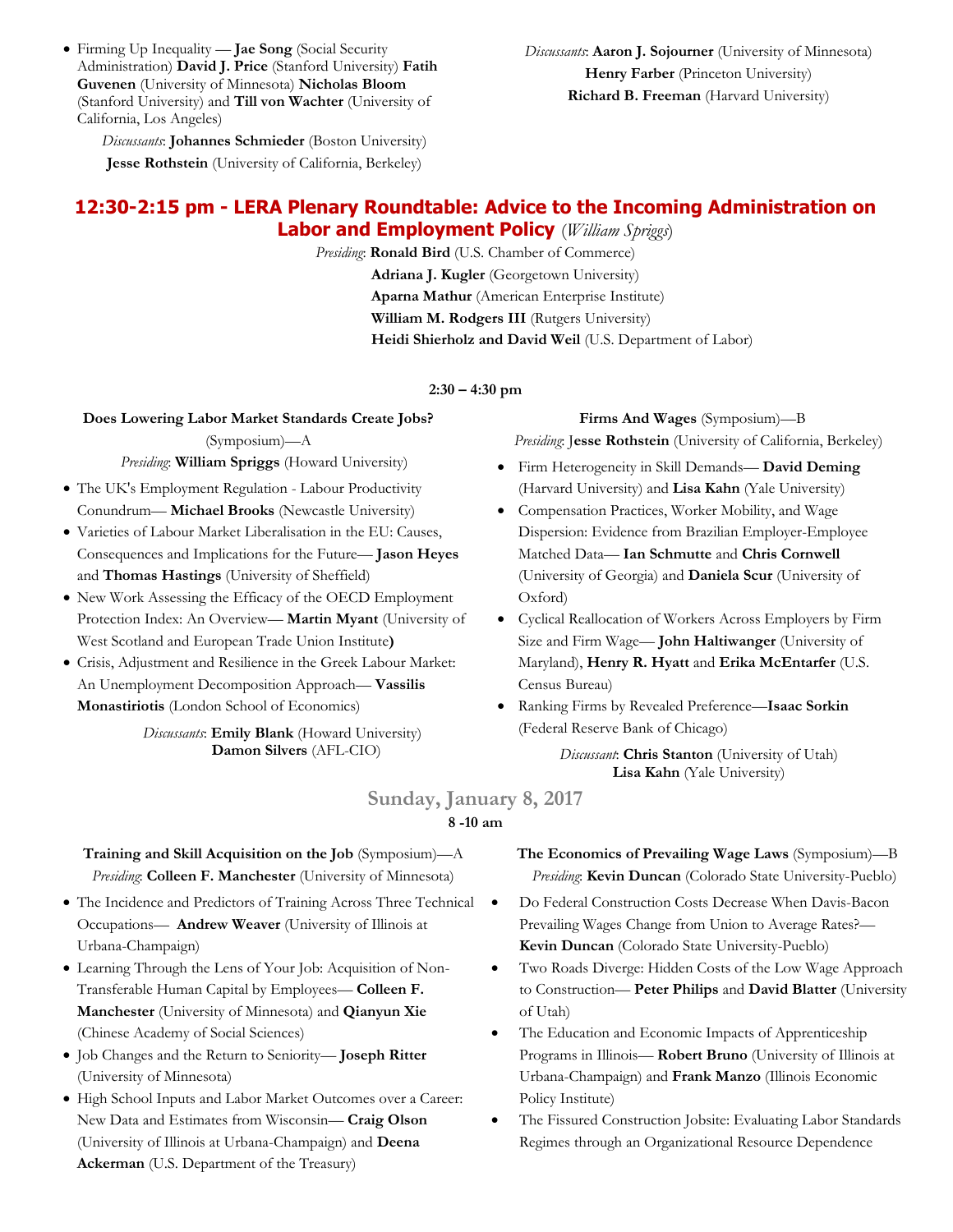- Firming Up Inequality — **Jae Song** (Social Security Administration) **David J. Price** (Stanford University) **Fatih Guvenen** (University of Minnesota) **Nicholas Bloom** (Stanford University) and **Till von Wachter** (University of California, Los Angeles)

*Discussants*: **Johannes Schmieder** (Boston University)
**Jesse Rothstein** (University of California, Berkeley)

*Discussants*: **Aaron J. Sojourner** (University of Minnesota)
**Henry Farber** (Princeton University)
**Richard B. Freeman** (Harvard University)

## 12:30-2:15 pm - LERA Plenary Roundtable: Advice to the Incoming Administration on Labor and Employment Policy (*William Spriggs*)

*Presiding*: **Ronald Bird** (U.S. Chamber of Commerce)
**Adriana J. Kugler** (Georgetown University)
**Aparna Mathur** (American Enterprise Institute)
**William M. Rodgers III** (Rutgers University)
**Heidi Shierholz and David Weil** (U.S. Department of Labor)

**2:30 – 4:30 pm**

**Does Lowering Labor Market Standards Create Jobs?** (Symposium)—A
*Presiding*: **William Spriggs** (Howard University)

- The UK's Employment Regulation - Labour Productivity Conundrum— **Michael Brooks** (Newcastle University)
- Varieties of Labour Market Liberalisation in the EU: Causes, Consequences and Implications for the Future— **Jason Heyes** and **Thomas Hastings** (University of Sheffield)
- New Work Assessing the Efficacy of the OECD Employment Protection Index: An Overview— **Martin Myant** (University of West Scotland and European Trade Union Institute**)**
- Crisis, Adjustment and Resilience in the Greek Labour Market: An Unemployment Decomposition Approach— **Vassilis Monastiriotis** (London School of Economics)

*Discussants*: **Emily Blank** (Howard University)
**Damon Silvers** (AFL-CIO)

**Firms And Wages** (Symposium)—B
*Presiding*: **Jesse Rothstein** (University of California, Berkeley)

- Firm Heterogeneity in Skill Demands— **David Deming** (Harvard University) and **Lisa Kahn** (Yale University)
- Compensation Practices, Worker Mobility, and Wage Dispersion: Evidence from Brazilian Employer-Employee Matched Data— **Ian Schmutte** and **Chris Cornwell** (University of Georgia) and **Daniela Scur** (University of Oxford)
- Cyclical Reallocation of Workers Across Employers by Firm Size and Firm Wage— **John Haltiwanger** (University of Maryland), **Henry R. Hyatt** and **Erika McEntarfer** (U.S. Census Bureau)
- Ranking Firms by Revealed Preference—**Isaac Sorkin** (Federal Reserve Bank of Chicago)

*Discussant*: **Chris Stanton** (University of Utah)
**Lisa Kahn** (Yale University)

## Sunday, January 8, 2017

**8 -10 am**

**Training and Skill Acquisition on the Job** (Symposium)—A
*Presiding*: **Colleen F. Manchester** (University of Minnesota)

- The Incidence and Predictors of Training Across Three Technical Occupations— **Andrew Weaver** (University of Illinois at Urbana-Champaign)
- Learning Through the Lens of Your Job: Acquisition of Non-Transferable Human Capital by Employees— **Colleen F. Manchester** (University of Minnesota) and **Qianyun Xie** (Chinese Academy of Social Sciences)
- Job Changes and the Return to Seniority— **Joseph Ritter** (University of Minnesota)
- High School Inputs and Labor Market Outcomes over a Career: New Data and Estimates from Wisconsin— **Craig Olson** (University of Illinois at Urbana-Champaign) and **Deena Ackerman** (U.S. Department of the Treasury)

**The Economics of Prevailing Wage Laws** (Symposium)—B
*Presiding*: **Kevin Duncan** (Colorado State University-Pueblo)

- Do Federal Construction Costs Decrease When Davis-Bacon Prevailing Wages Change from Union to Average Rates?— **Kevin Duncan** (Colorado State University-Pueblo)
- Two Roads Diverge: Hidden Costs of the Low Wage Approach to Construction— **Peter Philips** and **David Blatter** (University of Utah)
- The Education and Economic Impacts of Apprenticeship Programs in Illinois— **Robert Bruno** (University of Illinois at Urbana-Champaign) and **Frank Manzo** (Illinois Economic Policy Institute)
- The Fissured Construction Jobsite: Evaluating Labor Standards Regimes through an Organizational Resource Dependence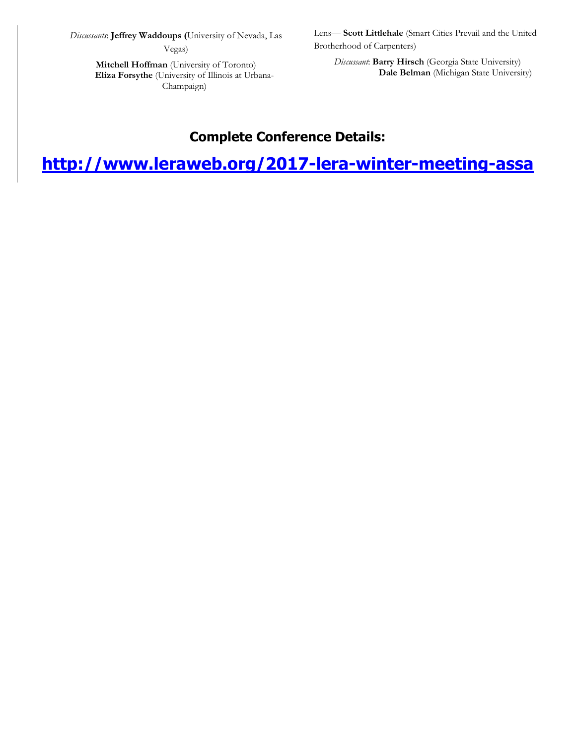*Discussants*: **Jeffrey Waddoups (**University of Nevada, Las Vegas)

**Mitchell Hoffman** (University of Toronto)
**Eliza Forsythe** (University of Illinois at Urbana-Champaign)

Lens— **Scott Littlehale** (Smart Cities Prevail and the United Brotherhood of Carpenters)

*Discussant*: **Barry Hirsch** (Georgia State University)
**Dale Belman** (Michigan State University)

## Complete Conference Details:

## [http://www.leraweb.org/2017-lera-winter-meeting-assa](http://www.leraweb.org/2017-lera-winter-meeting-assa)